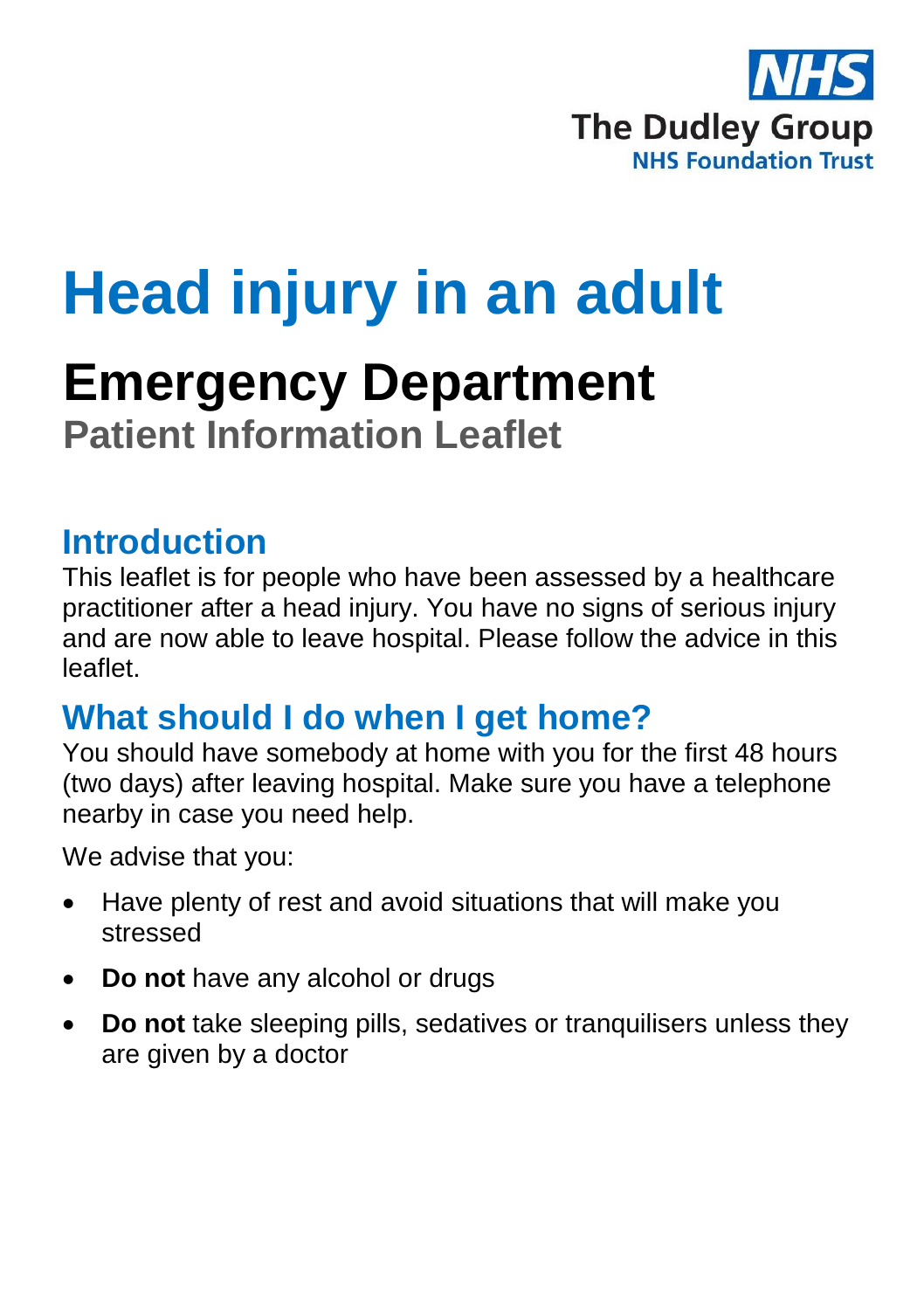NHS
The Dudley Group
NHS Foundation Trust

# Head injury in an adult

## Emergency Department

**Patient Information Leaflet**

## Introduction

This leaflet is for people who have been assessed by a healthcare practitioner after a head injury. You have no signs of serious injury and are now able to leave hospital. Please follow the advice in this leaflet.

## What should I do when I get home?

You should have somebody at home with you for the first 48 hours (two days) after leaving hospital. Make sure you have a telephone nearby in case you need help.

We advise that you:

- Have plenty of rest and avoid situations that will make you stressed
- **Do not** have any alcohol or drugs
- **Do not** take sleeping pills, sedatives or tranquilisers unless they are given by a doctor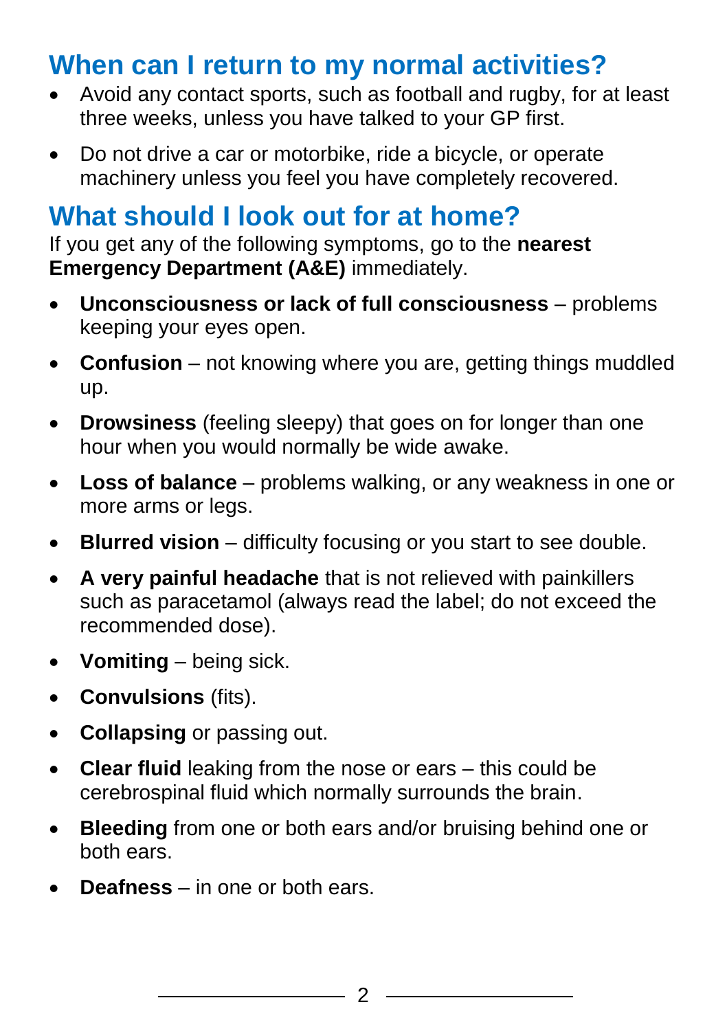## When can I return to my normal activities?

- Avoid any contact sports, such as football and rugby, for at least three weeks, unless you have talked to your GP first.
- Do not drive a car or motorbike, ride a bicycle, or operate machinery unless you feel you have completely recovered.

## What should I look out for at home?

If you get any of the following symptoms, go to the **nearest Emergency Department (A&E)** immediately.

- **Unconsciousness or lack of full consciousness** – problems keeping your eyes open.
- **Confusion** – not knowing where you are, getting things muddled up.
- **Drowsiness** (feeling sleepy) that goes on for longer than one hour when you would normally be wide awake.
- **Loss of balance** – problems walking, or any weakness in one or more arms or legs.
- **Blurred vision** – difficulty focusing or you start to see double.
- **A very painful headache** that is not relieved with painkillers such as paracetamol (always read the label; do not exceed the recommended dose).
- **Vomiting** – being sick.
- **Convulsions** (fits).
- **Collapsing** or passing out.
- **Clear fluid** leaking from the nose or ears – this could be cerebrospinal fluid which normally surrounds the brain.
- **Bleeding** from one or both ears and/or bruising behind one or both ears.
- **Deafness** – in one or both ears.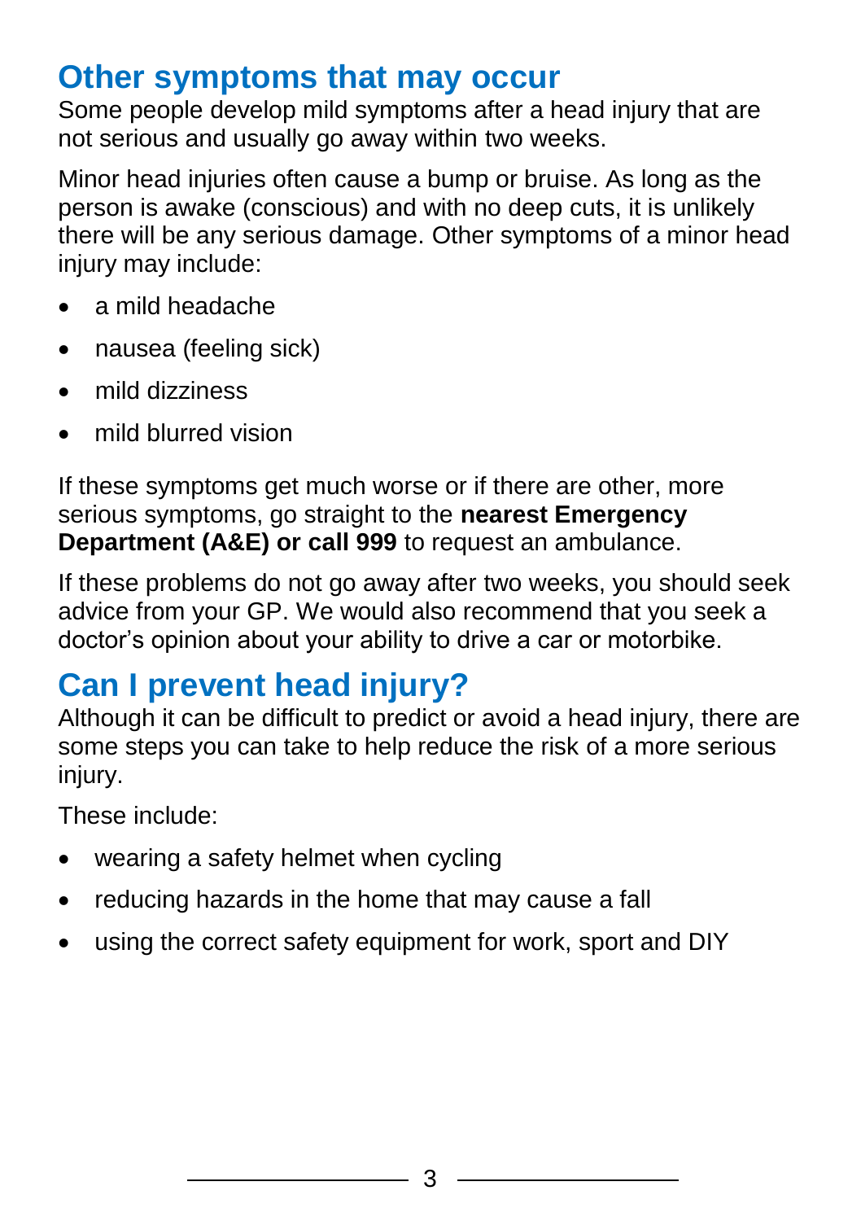## Other symptoms that may occur

Some people develop mild symptoms after a head injury that are not serious and usually go away within two weeks.

Minor head injuries often cause a bump or bruise. As long as the person is awake (conscious) and with no deep cuts, it is unlikely there will be any serious damage. Other symptoms of a minor head injury may include:

- a mild headache
- nausea (feeling sick)
- mild dizziness
- mild blurred vision

If these symptoms get much worse or if there are other, more serious symptoms, go straight to the **nearest Emergency Department (A&E) or call 999** to request an ambulance.

If these problems do not go away after two weeks, you should seek advice from your GP. We would also recommend that you seek a doctor's opinion about your ability to drive a car or motorbike.

## Can I prevent head injury?

Although it can be difficult to predict or avoid a head injury, there are some steps you can take to help reduce the risk of a more serious injury.

These include:

- wearing a safety helmet when cycling
- reducing hazards in the home that may cause a fall
- using the correct safety equipment for work, sport and DIY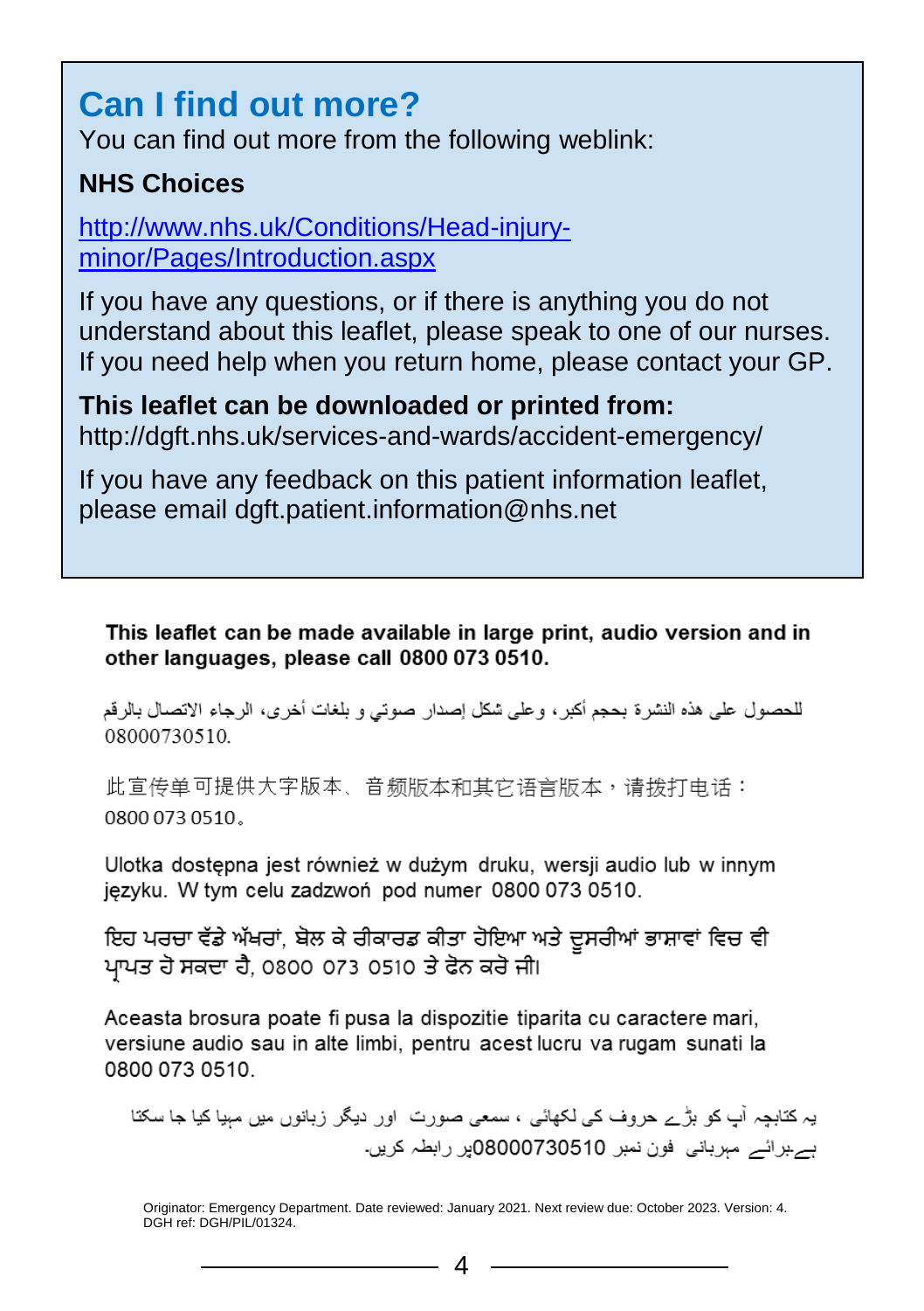## Can I find out more?

You can find out more from the following weblink:

**NHS Choices**

http://www.nhs.uk/Conditions/Head-injury-minor/Pages/Introduction.aspx

If you have any questions, or if there is anything you do not understand about this leaflet, please speak to one of our nurses. If you need help when you return home, please contact your GP.

**This leaflet can be downloaded or printed from:**
http://dgft.nhs.uk/services-and-wards/accident-emergency/

If you have any feedback on this patient information leaflet, please email dgft.patient.information@nhs.net

**This leaflet can be made available in large print, audio version and in other languages, please call 0800 073 0510.**

للحصول على هذه النشرة بحجم أكبر، وعلى شكل إصدار صوتي و بلغات أخرى، الرجاء الاتصال بالرقم 08000730510.

此宣传单可提供大字版本、音频版本和其它语言版本，请拨打电话：0800 073 0510。

Ulotka dostępna jest również w dużym druku, wersji audio lub w innym języku. W tym celu zadzwoń pod numer 0800 073 0510.

ਇਹ ਪਰਚਾ ਵੱਡੇ ਅੱਖਰਾਂ, ਬੋਲ ਕੇ ਰੀਕਾਰਡ ਕੀਤਾ ਹੋਇਆ ਅਤੇ ਦੂਸਰੀਆਂ ਭਾਸ਼ਾਵਾਂ ਵਿਚ ਵੀ ਪ੍ਰਾਪਤ ਹੋ ਸਕਦਾ ਹੈ, 0800 073 0510 ਤੇ ਫੋਨ ਕਰੋ ਜੀ।

Aceasta brosura poate fi pusa la dispozitie tiparita cu caractere mari, versiune audio sau in alte limbi, pentru acest lucru va rugam sunati la 0800 073 0510.

یہ کتابچہ آپ کو بڑے حروف کی لکھائی ، سمعی صورت اور دیگر زبانوں میں مہیا کیا جا سکتا ہے۔برائے مہربانی فون نمبر 08000730510پر رابطہ کریں۔

Originator: Emergency Department. Date reviewed: January 2021. Next review due: October 2023. Version: 4. DGH ref: DGH/PIL/01324.